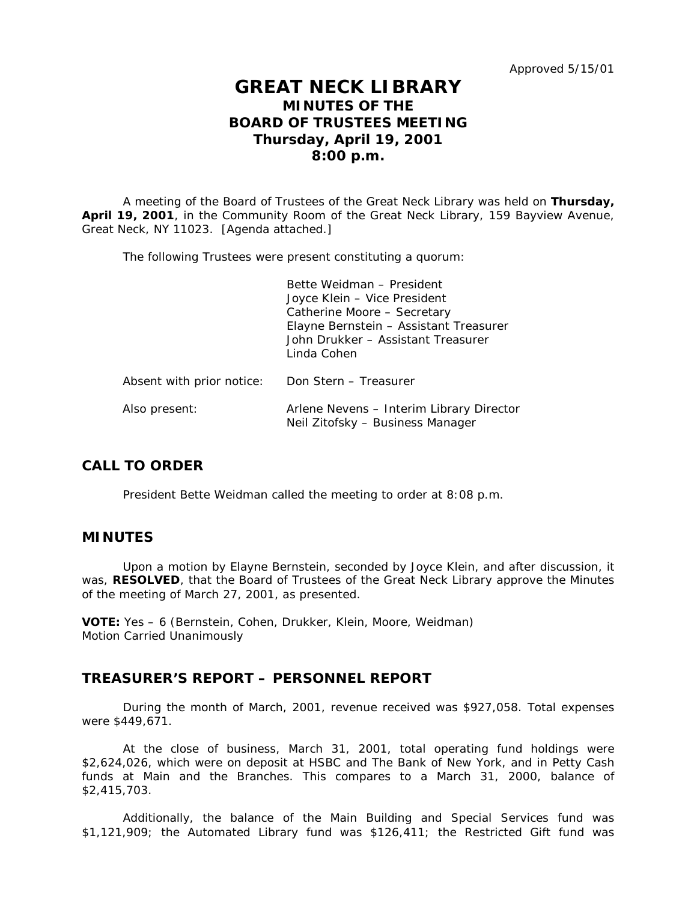Approved 5/15/01

# GREAT NECK LIBRARY
## MINUTES OF THE
## BOARD OF TRUSTEES MEETING
## Thursday, April 19, 2001
## 8:00 p.m.

A meeting of the Board of Trustees of the Great Neck Library was held on **Thursday, April 19, 2001**, in the Community Room of the Great Neck Library, 159 Bayview Avenue, Great Neck, NY 11023. [Agenda attached.]

The following Trustees were present constituting a quorum:

Bette Weidman – President
Joyce Klein – Vice President
Catherine Moore – Secretary
Elayne Bernstein – Assistant Treasurer
John Drukker – Assistant Treasurer
Linda Cohen

Absent with prior notice: Don Stern – Treasurer

Also present: Arlene Nevens – Interim Library Director
Neil Zitofsky – Business Manager

## CALL TO ORDER

President Bette Weidman called the meeting to order at 8:08 p.m.

## MINUTES

Upon a motion by Elayne Bernstein, seconded by Joyce Klein, and after discussion, it was, **RESOLVED**, that the Board of Trustees of the Great Neck Library approve the Minutes of the meeting of March 27, 2001, as presented.

**VOTE:** Yes – 6 (Bernstein, Cohen, Drukker, Klein, Moore, Weidman)
Motion Carried Unanimously

## TREASURER'S REPORT – PERSONNEL REPORT

During the month of March, 2001, revenue received was $927,058. Total expenses were $449,671.

At the close of business, March 31, 2001, total operating fund holdings were $2,624,026, which were on deposit at HSBC and The Bank of New York, and in Petty Cash funds at Main and the Branches. This compares to a March 31, 2000, balance of $2,415,703.

Additionally, the balance of the Main Building and Special Services fund was $1,121,909; the Automated Library fund was $126,411; the Restricted Gift fund was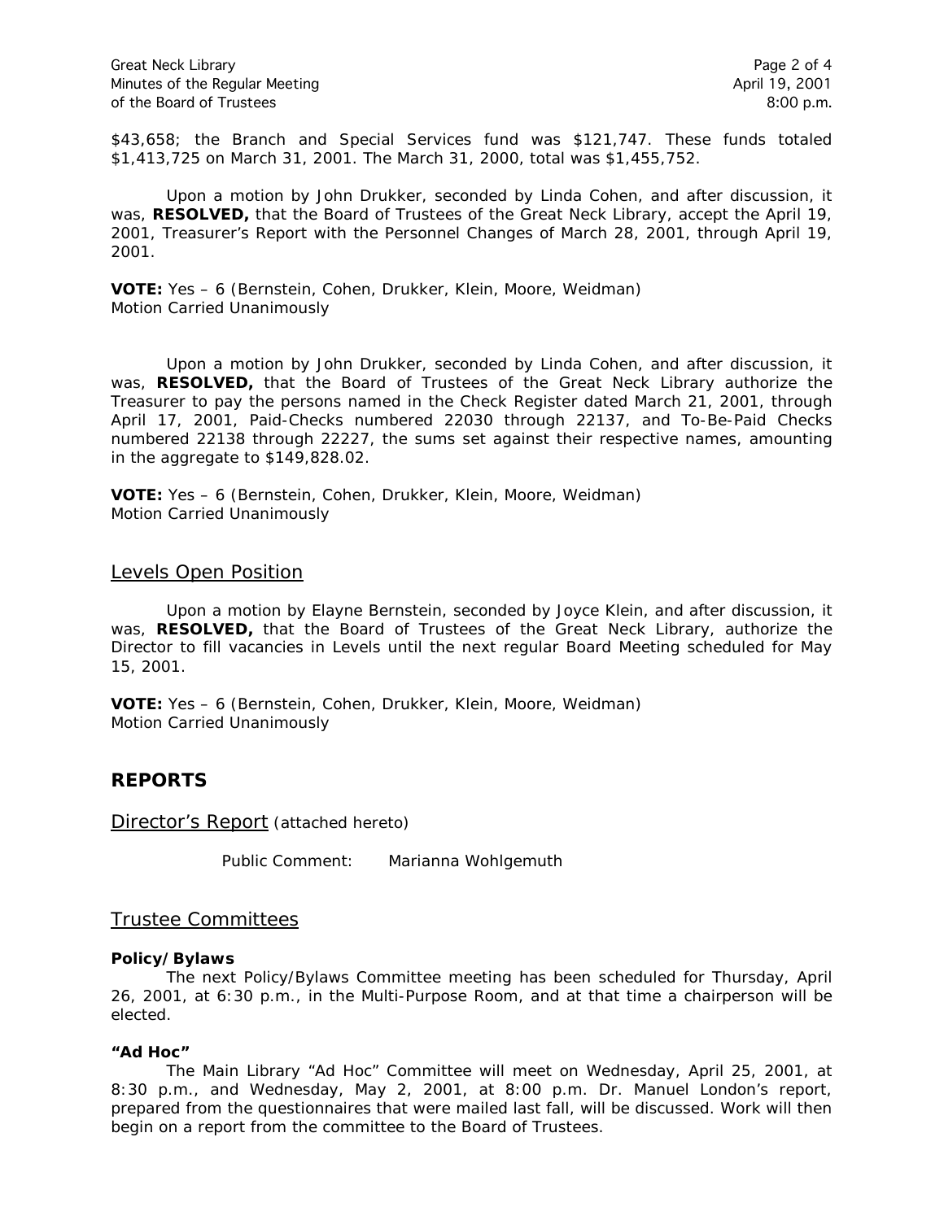$43,658; the Branch and Special Services fund was $121,747. These funds totaled $1,413,725 on March 31, 2001. The March 31, 2000, total was $1,455,752.

Upon a motion by John Drukker, seconded by Linda Cohen, and after discussion, it was, **RESOLVED,** that the Board of Trustees of the Great Neck Library, accept the April 19, 2001, Treasurer's Report with the Personnel Changes of March 28, 2001, through April 19, 2001.

**VOTE:** Yes – 6 (Bernstein, Cohen, Drukker, Klein, Moore, Weidman)
Motion Carried Unanimously

Upon a motion by John Drukker, seconded by Linda Cohen, and after discussion, it was, **RESOLVED,** that the Board of Trustees of the Great Neck Library authorize the Treasurer to pay the persons named in the Check Register dated March 21, 2001, through April 17, 2001, Paid-Checks numbered 22030 through 22137, and To-Be-Paid Checks numbered 22138 through 22227, the sums set against their respective names, amounting in the aggregate to $149,828.02.

**VOTE:** Yes – 6 (Bernstein, Cohen, Drukker, Klein, Moore, Weidman)
Motion Carried Unanimously

## Levels Open Position

Upon a motion by Elayne Bernstein, seconded by Joyce Klein, and after discussion, it was, **RESOLVED,** that the Board of Trustees of the Great Neck Library, authorize the Director to fill vacancies in Levels until the next regular Board Meeting scheduled for May 15, 2001.

**VOTE:** Yes – 6 (Bernstein, Cohen, Drukker, Klein, Moore, Weidman)
Motion Carried Unanimously

# REPORTS

## Director's Report (attached hereto)

Public Comment: Marianna Wohlgemuth

## Trustee Committees

**Policy/Bylaws**

The next Policy/Bylaws Committee meeting has been scheduled for Thursday, April 26, 2001, at 6:30 p.m., in the Multi-Purpose Room, and at that time a chairperson will be elected.

**"Ad Hoc"**

The Main Library "Ad Hoc" Committee will meet on Wednesday, April 25, 2001, at 8:30 p.m., and Wednesday, May 2, 2001, at 8:00 p.m. Dr. Manuel London's report, prepared from the questionnaires that were mailed last fall, will be discussed. Work will then begin on a report from the committee to the Board of Trustees.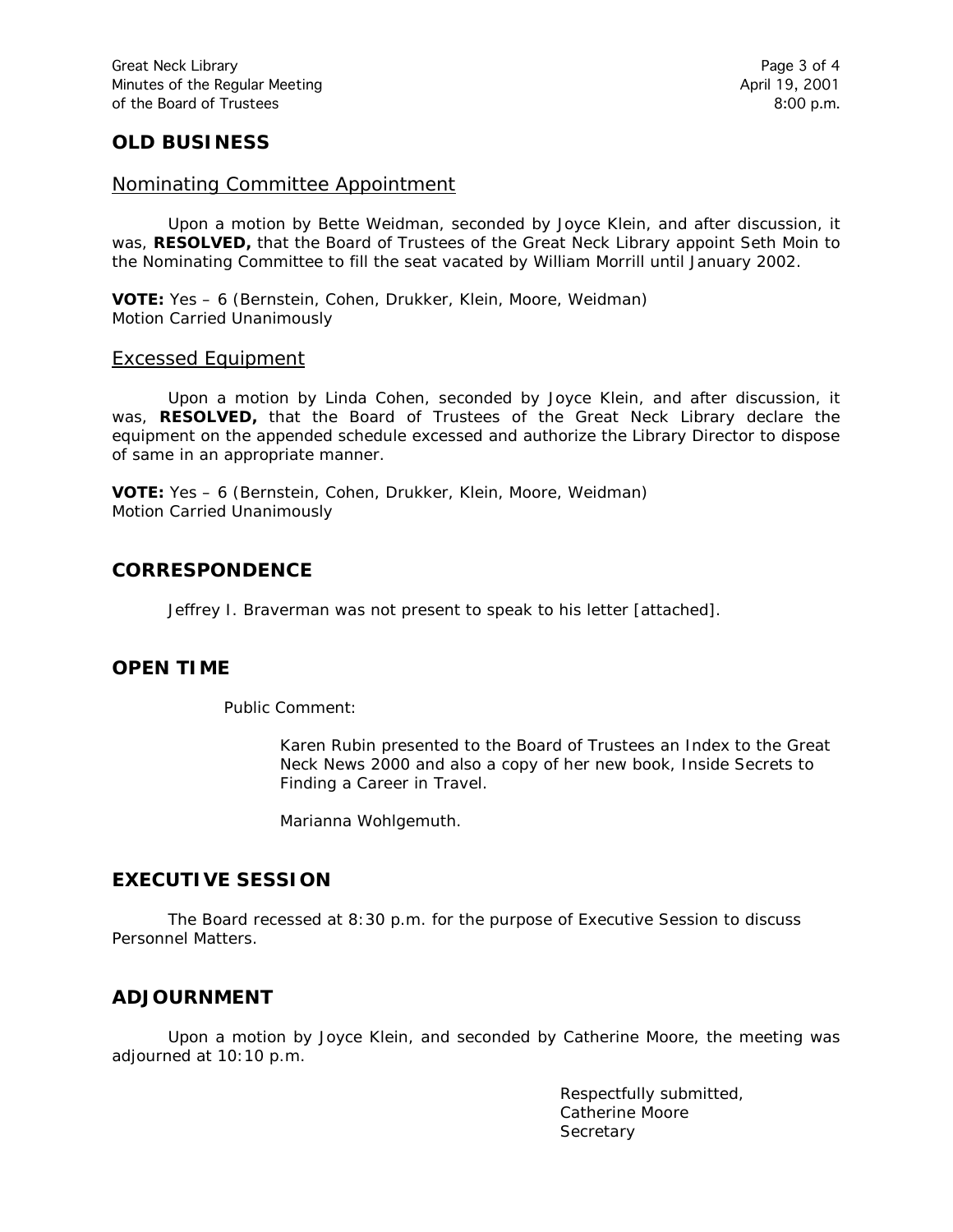## OLD BUSINESS

### Nominating Committee Appointment

Upon a motion by Bette Weidman, seconded by Joyce Klein, and after discussion, it was, **RESOLVED,** that the Board of Trustees of the Great Neck Library appoint Seth Moin to the Nominating Committee to fill the seat vacated by William Morrill until January 2002.

**VOTE:** Yes – 6 (Bernstein, Cohen, Drukker, Klein, Moore, Weidman)
Motion Carried Unanimously

### Excessed Equipment

Upon a motion by Linda Cohen, seconded by Joyce Klein, and after discussion, it was, **RESOLVED,** that the Board of Trustees of the Great Neck Library declare the equipment on the appended schedule excessed and authorize the Library Director to dispose of same in an appropriate manner.

**VOTE:** Yes – 6 (Bernstein, Cohen, Drukker, Klein, Moore, Weidman)
Motion Carried Unanimously

## CORRESPONDENCE

Jeffrey I. Braverman was not present to speak to his letter [attached].

## OPEN TIME

Public Comment:

Karen Rubin presented to the Board of Trustees an Index to the Great Neck News 2000 and also a copy of her new book, Inside Secrets to Finding a Career in Travel.

Marianna Wohlgemuth.

## EXECUTIVE SESSION

The Board recessed at 8:30 p.m. for the purpose of Executive Session to discuss Personnel Matters.

## ADJOURNMENT

Upon a motion by Joyce Klein, and seconded by Catherine Moore, the meeting was adjourned at 10:10 p.m.

Respectfully submitted,
Catherine Moore
Secretary